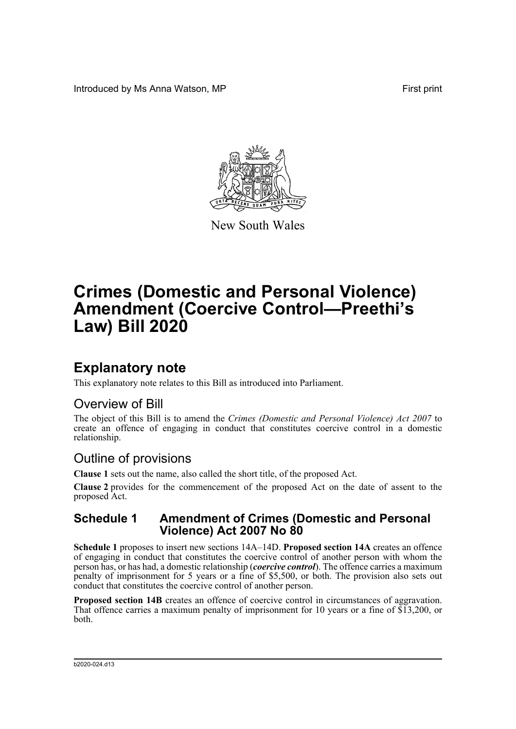Introduced by Ms Anna Watson, MP First print

New South Wales

# Crimes (Domestic and Personal Violence) Amendment (Coercive Control—Preethi's Law) Bill 2020

## Explanatory note

This explanatory note relates to this Bill as introduced into Parliament.

### Overview of Bill

The object of this Bill is to amend the *Crimes (Domestic and Personal Violence) Act 2007* to create an offence of engaging in conduct that constitutes coercive control in a domestic relationship.

### Outline of provisions

**Clause 1** sets out the name, also called the short title, of the proposed Act.

**Clause 2** provides for the commencement of the proposed Act on the date of assent to the proposed Act.

### Schedule 1 Amendment of Crimes (Domestic and Personal Violence) Act 2007 No 80

**Schedule 1** proposes to insert new sections 14A–14D. **Proposed section 14A** creates an offence of engaging in conduct that constitutes the coercive control of another person with whom the person has, or has had, a domestic relationship (***coercive control***). The offence carries a maximum penalty of imprisonment for 5 years or a fine of $5,500, or both. The provision also sets out conduct that constitutes the coercive control of another person.

**Proposed section 14B** creates an offence of coercive control in circumstances of aggravation. That offence carries a maximum penalty of imprisonment for 10 years or a fine of $13,200, or both.

b2020-024.d13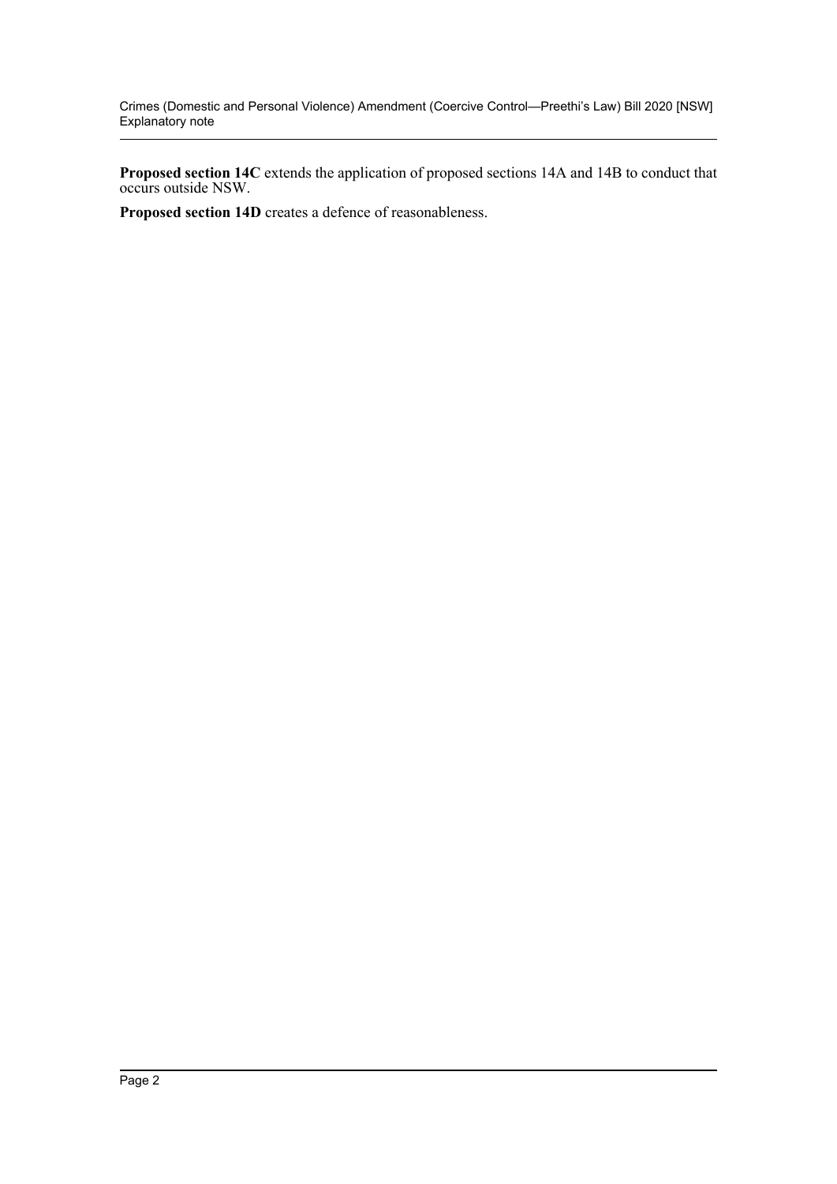**Proposed section 14C** extends the application of proposed sections 14A and 14B to conduct that occurs outside NSW.

**Proposed section 14D** creates a defence of reasonableness.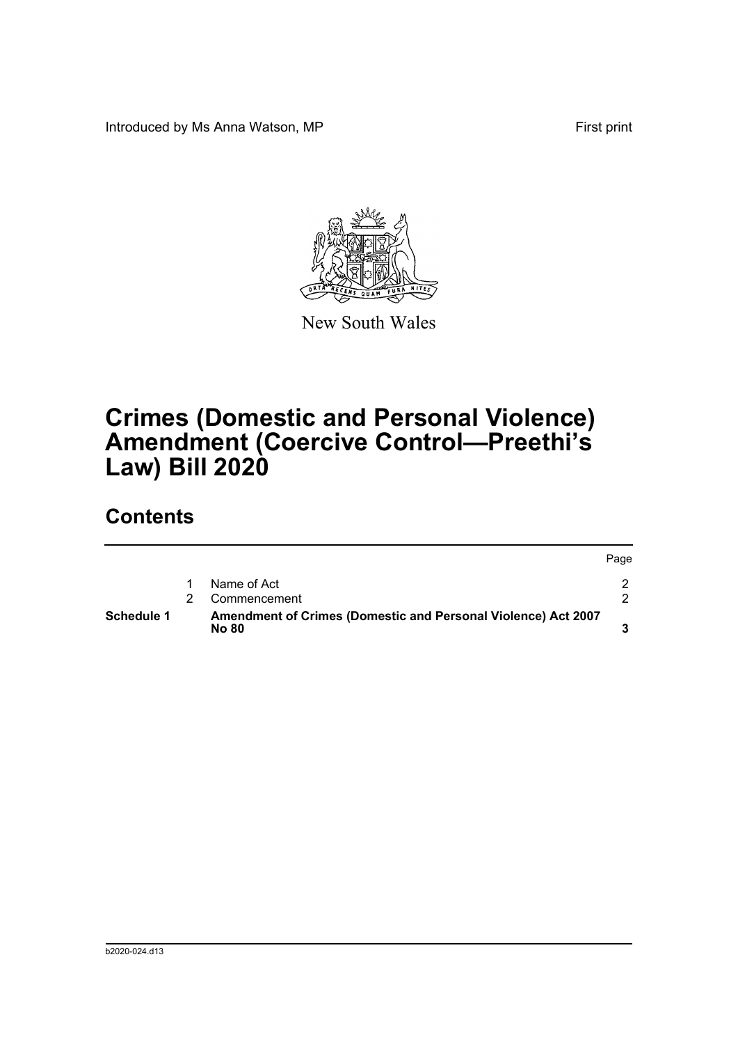Introduced by Ms Anna Watson, MP First print

New South Wales

# Crimes (Domestic and Personal Violence) Amendment (Coercive Control—Preethi's Law) Bill 2020

## Contents

| | | | Page |
|---|---|---|---|
| | 1 | Name of Act | 2 |
| | 2 | Commencement | 2 |
| **Schedule 1** | | **Amendment of Crimes (Domestic and Personal Violence) Act 2007 No 80** | **3** |

b2020-024.d13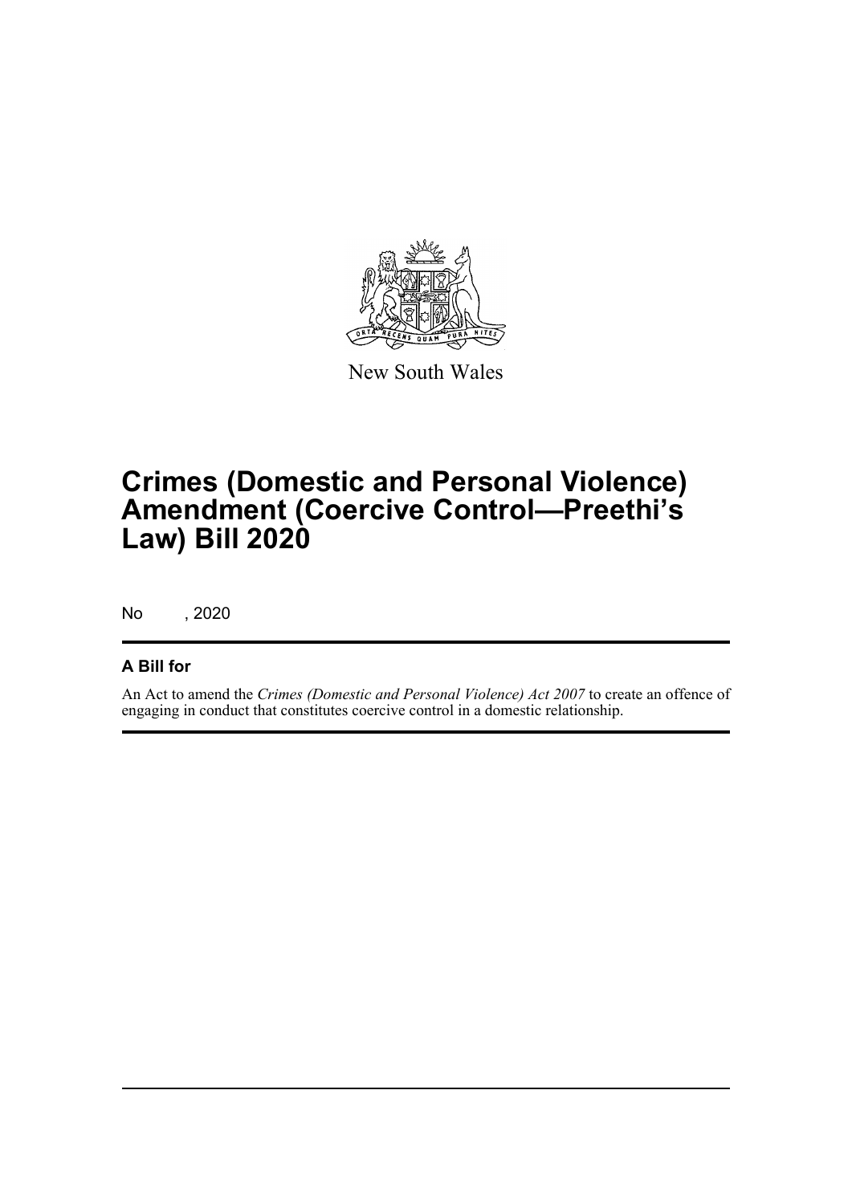New South Wales

# Crimes (Domestic and Personal Violence) Amendment (Coercive Control—Preethi's Law) Bill 2020

No , 2020

## A Bill for

An Act to amend the *Crimes (Domestic and Personal Violence) Act 2007* to create an offence of engaging in conduct that constitutes coercive control in a domestic relationship.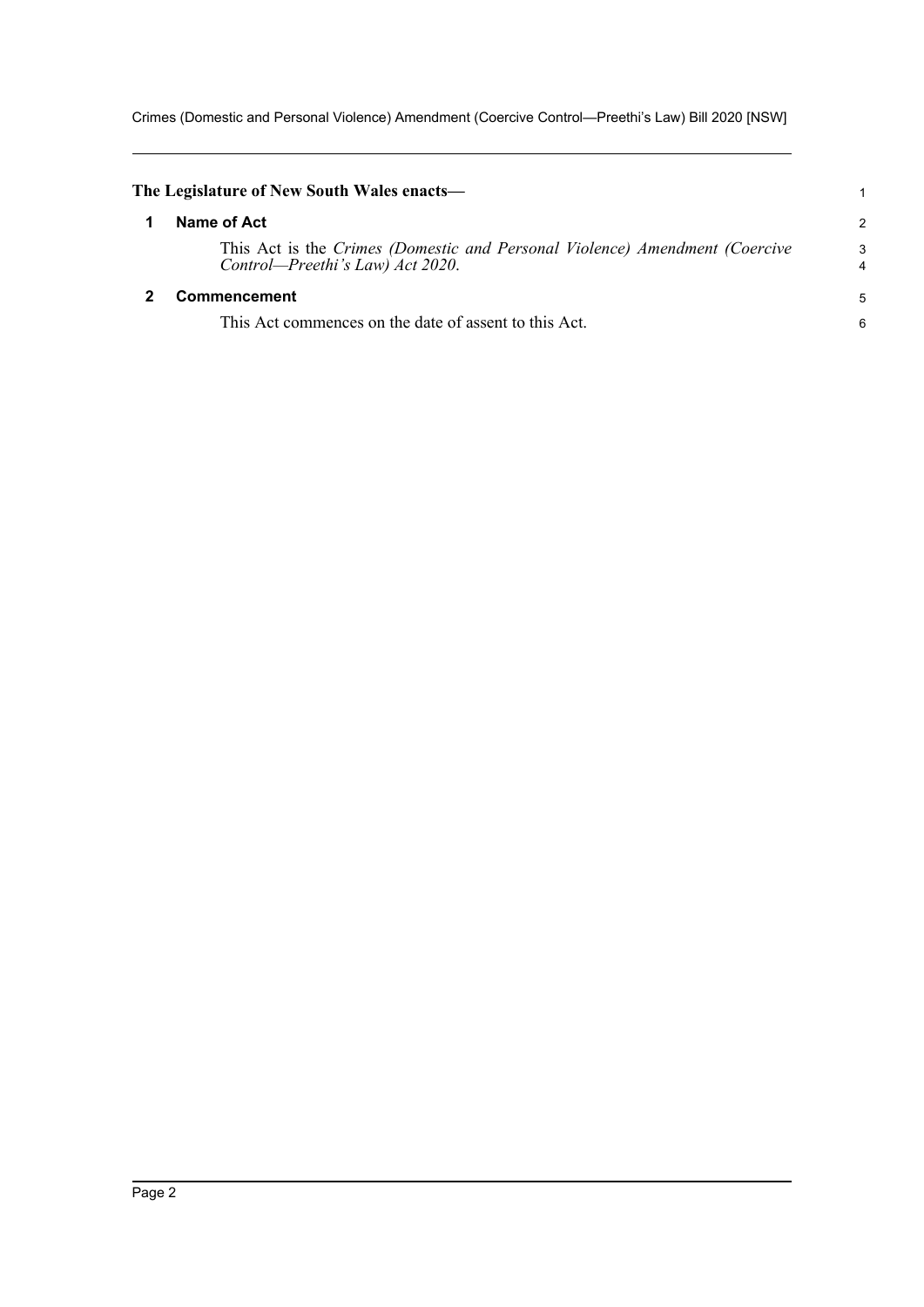**The Legislature of New South Wales enacts—**

## 1 Name of Act

This Act is the *Crimes (Domestic and Personal Violence) Amendment (Coercive Control—Preethi's Law) Act 2020*.

## 2 Commencement

This Act commences on the date of assent to this Act.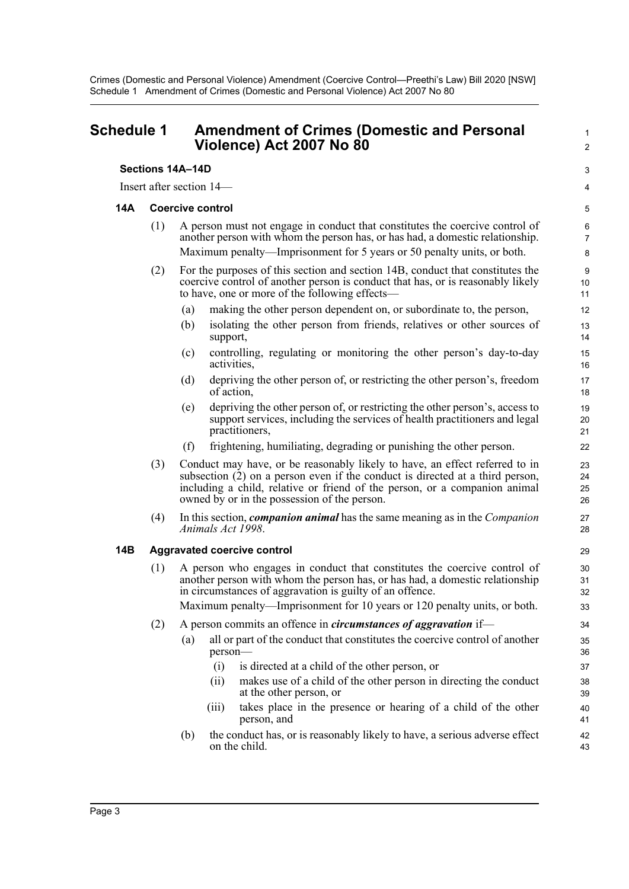# Schedule 1 Amendment of Crimes (Domestic and Personal Violence) Act 2007 No 80

### Sections 14A–14D

Insert after section 14—

### 14A Coercive control

(1) A person must not engage in conduct that constitutes the coercive control of another person with whom the person has, or has had, a domestic relationship.

Maximum penalty—Imprisonment for 5 years or 50 penalty units, or both.

(2) For the purposes of this section and section 14B, conduct that constitutes the coercive control of another person is conduct that has, or is reasonably likely to have, one or more of the following effects—

- (a) making the other person dependent on, or subordinate to, the person,
- (b) isolating the other person from friends, relatives or other sources of support,
- (c) controlling, regulating or monitoring the other person's day-to-day activities,
- (d) depriving the other person of, or restricting the other person's, freedom of action,
- (e) depriving the other person of, or restricting the other person's, access to support services, including the services of health practitioners and legal practitioners,
- (f) frightening, humiliating, degrading or punishing the other person.

(3) Conduct may have, or be reasonably likely to have, an effect referred to in subsection (2) on a person even if the conduct is directed at a third person, including a child, relative or friend of the person, or a companion animal owned by or in the possession of the person.

(4) In this section, ***companion animal*** has the same meaning as in the *Companion Animals Act 1998*.

### 14B Aggravated coercive control

(1) A person who engages in conduct that constitutes the coercive control of another person with whom the person has, or has had, a domestic relationship in circumstances of aggravation is guilty of an offence.

Maximum penalty—Imprisonment for 10 years or 120 penalty units, or both.

(2) A person commits an offence in ***circumstances of aggravation*** if—

- (a) all or part of the conduct that constitutes the coercive control of another person—
  - (i) is directed at a child of the other person, or
  - (ii) makes use of a child of the other person in directing the conduct at the other person, or
  - (iii) takes place in the presence or hearing of a child of the other person, and
- (b) the conduct has, or is reasonably likely to have, a serious adverse effect on the child.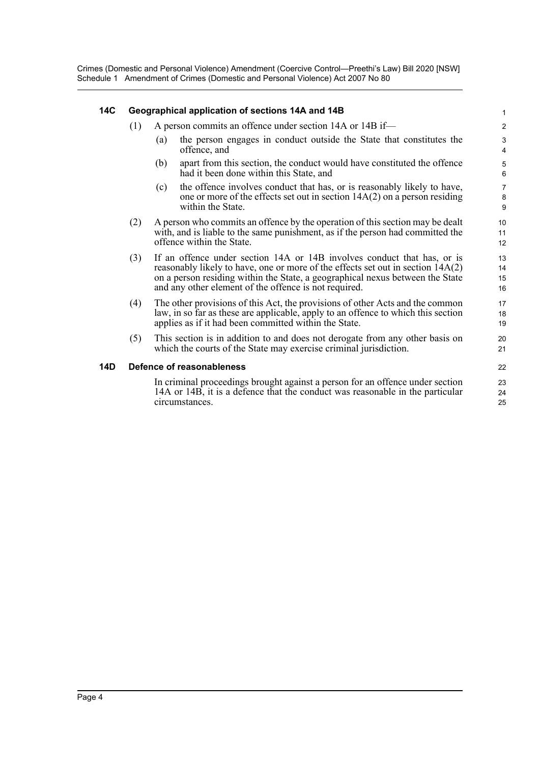### 14C Geographical application of sections 14A and 14B

(1) A person commits an offence under section 14A or 14B if—

(a) the person engages in conduct outside the State that constitutes the offence, and

(b) apart from this section, the conduct would have constituted the offence had it been done within this State, and

(c) the offence involves conduct that has, or is reasonably likely to have, one or more of the effects set out in section 14A(2) on a person residing within the State.

(2) A person who commits an offence by the operation of this section may be dealt with, and is liable to the same punishment, as if the person had committed the offence within the State.

(3) If an offence under section 14A or 14B involves conduct that has, or is reasonably likely to have, one or more of the effects set out in section 14A(2) on a person residing within the State, a geographical nexus between the State and any other element of the offence is not required.

(4) The other provisions of this Act, the provisions of other Acts and the common law, in so far as these are applicable, apply to an offence to which this section applies as if it had been committed within the State.

(5) This section is in addition to and does not derogate from any other basis on which the courts of the State may exercise criminal jurisdiction.

### 14D Defence of reasonableness

In criminal proceedings brought against a person for an offence under section 14A or 14B, it is a defence that the conduct was reasonable in the particular circumstances.